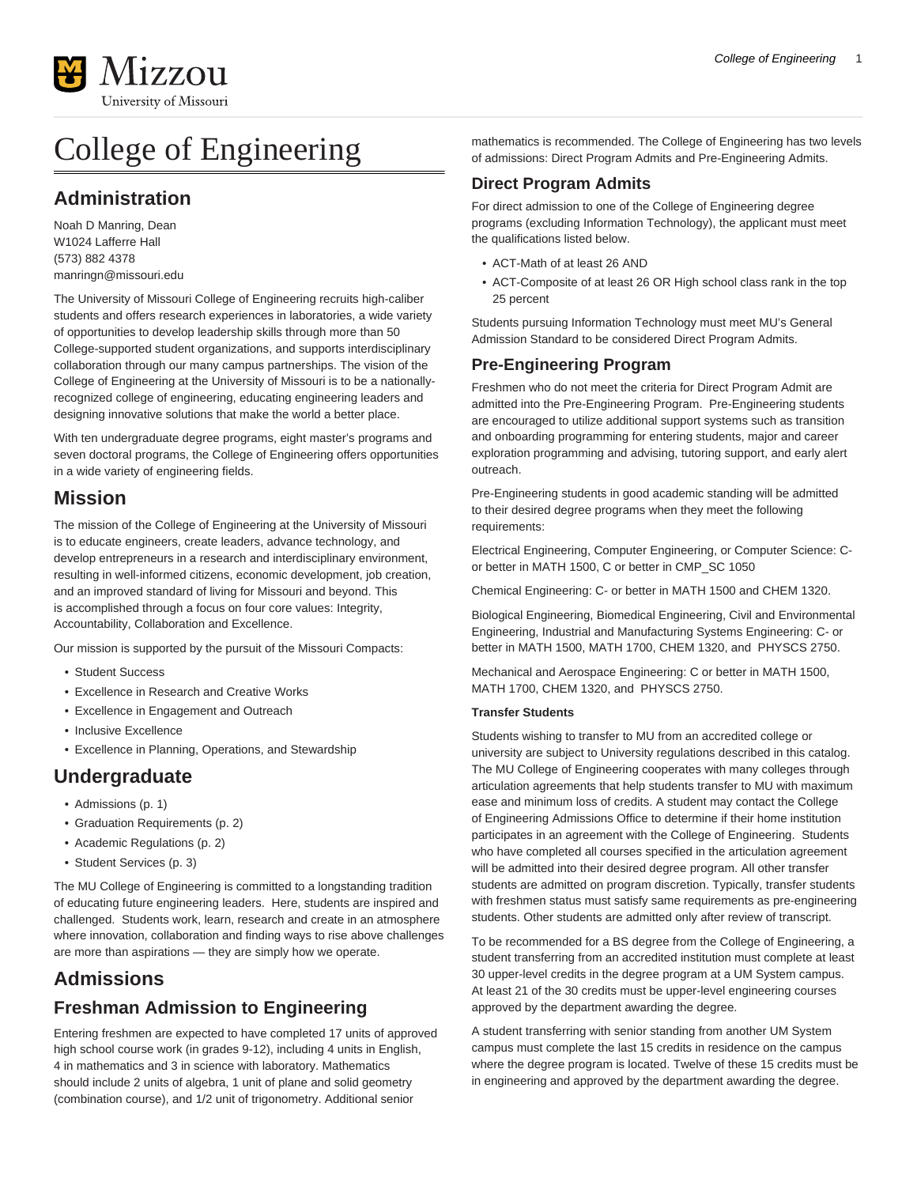# College of Engineering

## Administration

Noah D Manring, Dean
W1024 Lafferre Hall
(573) 882 4378
manringn@missouri.edu

The University of Missouri College of Engineering recruits high-caliber students and offers research experiences in laboratories, a wide variety of opportunities to develop leadership skills through more than 50 College-supported student organizations, and supports interdisciplinary collaboration through our many campus partnerships. The vision of the College of Engineering at the University of Missouri is to be a nationally-recognized college of engineering, educating engineering leaders and designing innovative solutions that make the world a better place.

With ten undergraduate degree programs, eight master's programs and seven doctoral programs, the College of Engineering offers opportunities in a wide variety of engineering fields.

## Mission

The mission of the College of Engineering at the University of Missouri is to educate engineers, create leaders, advance technology, and develop entrepreneurs in a research and interdisciplinary environment, resulting in well-informed citizens, economic development, job creation, and an improved standard of living for Missouri and beyond. This is accomplished through a focus on four core values: Integrity, Accountability, Collaboration and Excellence.

Our mission is supported by the pursuit of the Missouri Compacts:

- Student Success
- Excellence in Research and Creative Works
- Excellence in Engagement and Outreach
- Inclusive Excellence
- Excellence in Planning, Operations, and Stewardship

## Undergraduate

- Admissions (p. 1)
- Graduation Requirements (p. 2)
- Academic Regulations (p. 2)
- Student Services (p. 3)

The MU College of Engineering is committed to a longstanding tradition of educating future engineering leaders. Here, students are inspired and challenged. Students work, learn, research and create in an atmosphere where innovation, collaboration and finding ways to rise above challenges are more than aspirations — they are simply how we operate.

## Admissions

## Freshman Admission to Engineering

Entering freshmen are expected to have completed 17 units of approved high school course work (in grades 9-12), including 4 units in English, 4 in mathematics and 3 in science with laboratory. Mathematics should include 2 units of algebra, 1 unit of plane and solid geometry (combination course), and 1/2 unit of trigonometry. Additional senior mathematics is recommended. The College of Engineering has two levels of admissions: Direct Program Admits and Pre-Engineering Admits.

### Direct Program Admits

For direct admission to one of the College of Engineering degree programs (excluding Information Technology), the applicant must meet the qualifications listed below.

- ACT-Math of at least 26 AND
- ACT-Composite of at least 26 OR High school class rank in the top 25 percent

Students pursuing Information Technology must meet MU's General Admission Standard to be considered Direct Program Admits.

### Pre-Engineering Program

Freshmen who do not meet the criteria for Direct Program Admit are admitted into the Pre-Engineering Program. Pre-Engineering students are encouraged to utilize additional support systems such as transition and onboarding programming for entering students, major and career exploration programming and advising, tutoring support, and early alert outreach.

Pre-Engineering students in good academic standing will be admitted to their desired degree programs when they meet the following requirements:

Electrical Engineering, Computer Engineering, or Computer Science: C- or better in MATH 1500, C or better in CMP_SC 1050

Chemical Engineering: C- or better in MATH 1500 and CHEM 1320.

Biological Engineering, Biomedical Engineering, Civil and Environmental Engineering, Industrial and Manufacturing Systems Engineering: C- or better in MATH 1500, MATH 1700, CHEM 1320, and PHYSCS 2750.

Mechanical and Aerospace Engineering: C or better in MATH 1500, MATH 1700, CHEM 1320, and PHYSCS 2750.

#### Transfer Students

Students wishing to transfer to MU from an accredited college or university are subject to University regulations described in this catalog. The MU College of Engineering cooperates with many colleges through articulation agreements that help students transfer to MU with maximum ease and minimum loss of credits. A student may contact the College of Engineering Admissions Office to determine if their home institution participates in an agreement with the College of Engineering. Students who have completed all courses specified in the articulation agreement will be admitted into their desired degree program. All other transfer students are admitted on program discretion. Typically, transfer students with freshmen status must satisfy same requirements as pre-engineering students. Other students are admitted only after review of transcript.

To be recommended for a BS degree from the College of Engineering, a student transferring from an accredited institution must complete at least 30 upper-level credits in the degree program at a UM System campus. At least 21 of the 30 credits must be upper-level engineering courses approved by the department awarding the degree.

A student transferring with senior standing from another UM System campus must complete the last 15 credits in residence on the campus where the degree program is located. Twelve of these 15 credits must be in engineering and approved by the department awarding the degree.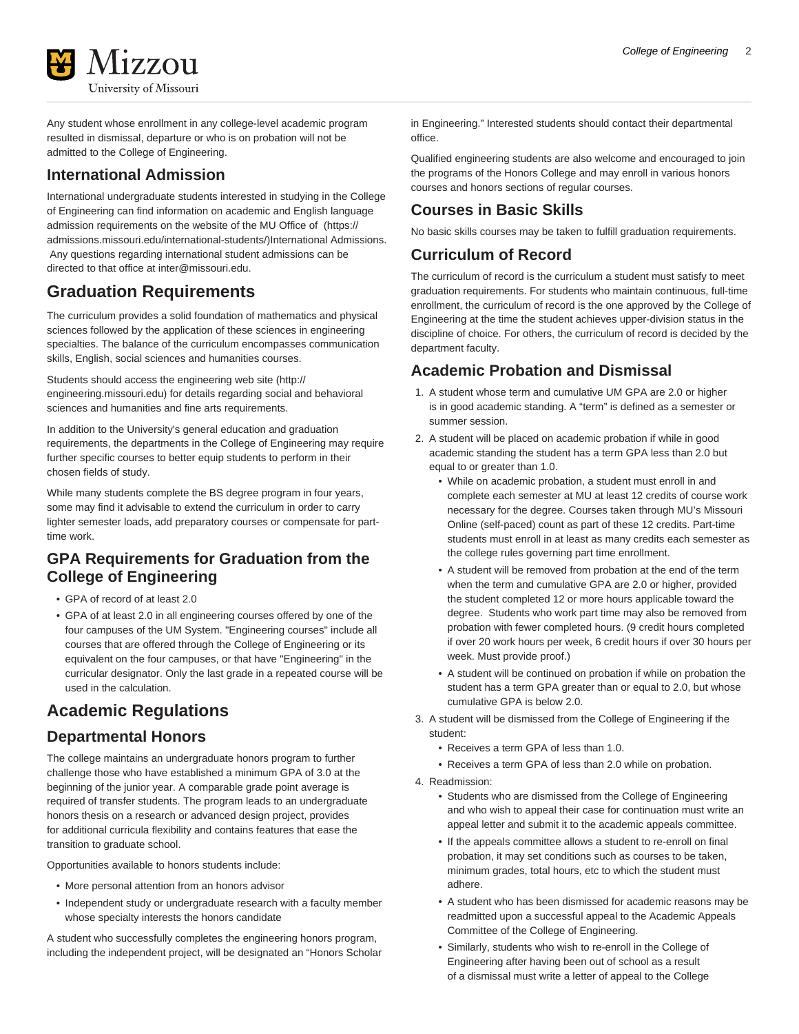Any student whose enrollment in any college-level academic program resulted in dismissal, departure or who is on probation will not be admitted to the College of Engineering.

## International Admission

International undergraduate students interested in studying in the College of Engineering can find information on academic and English language admission requirements on the website of the MU Office of (https://admissions.missouri.edu/international-students/)International Admissions. Any questions regarding international student admissions can be directed to that office at inter@missouri.edu.

# Graduation Requirements

The curriculum provides a solid foundation of mathematics and physical sciences followed by the application of these sciences in engineering specialties. The balance of the curriculum encompasses communication skills, English, social sciences and humanities courses.

Students should access the engineering web site (http://engineering.missouri.edu) for details regarding social and behavioral sciences and humanities and fine arts requirements.

In addition to the University's general education and graduation requirements, the departments in the College of Engineering may require further specific courses to better equip students to perform in their chosen fields of study.

While many students complete the BS degree program in four years, some may find it advisable to extend the curriculum in order to carry lighter semester loads, add preparatory courses or compensate for part-time work.

## GPA Requirements for Graduation from the College of Engineering

- GPA of record of at least 2.0
- GPA of at least 2.0 in all engineering courses offered by one of the four campuses of the UM System. "Engineering courses" include all courses that are offered through the College of Engineering or its equivalent on the four campuses, or that have "Engineering" in the curricular designator. Only the last grade in a repeated course will be used in the calculation.

# Academic Regulations

## Departmental Honors

The college maintains an undergraduate honors program to further challenge those who have established a minimum GPA of 3.0 at the beginning of the junior year. A comparable grade point average is required of transfer students. The program leads to an undergraduate honors thesis on a research or advanced design project, provides for additional curricula flexibility and contains features that ease the transition to graduate school.

Opportunities available to honors students include:

- More personal attention from an honors advisor
- Independent study or undergraduate research with a faculty member whose specialty interests the honors candidate

A student who successfully completes the engineering honors program, including the independent project, will be designated an "Honors Scholar in Engineering." Interested students should contact their departmental office.

Qualified engineering students are also welcome and encouraged to join the programs of the Honors College and may enroll in various honors courses and honors sections of regular courses.

## Courses in Basic Skills

No basic skills courses may be taken to fulfill graduation requirements.

## Curriculum of Record

The curriculum of record is the curriculum a student must satisfy to meet graduation requirements. For students who maintain continuous, full-time enrollment, the curriculum of record is the one approved by the College of Engineering at the time the student achieves upper-division status in the discipline of choice. For others, the curriculum of record is decided by the department faculty.

## Academic Probation and Dismissal

1. A student whose term and cumulative UM GPA are 2.0 or higher is in good academic standing. A "term" is defined as a semester or summer session.
2. A student will be placed on academic probation if while in good academic standing the student has a term GPA less than 2.0 but equal to or greater than 1.0.
   - While on academic probation, a student must enroll in and complete each semester at MU at least 12 credits of course work necessary for the degree. Courses taken through MU's Missouri Online (self-paced) count as part of these 12 credits. Part-time students must enroll in at least as many credits each semester as the college rules governing part time enrollment.
   - A student will be removed from probation at the end of the term when the term and cumulative GPA are 2.0 or higher, provided the student completed 12 or more hours applicable toward the degree. Students who work part time may also be removed from probation with fewer completed hours. (9 credit hours completed if over 20 work hours per week, 6 credit hours if over 30 hours per week. Must provide proof.)
   - A student will be continued on probation if while on probation the student has a term GPA greater than or equal to 2.0, but whose cumulative GPA is below 2.0.
3. A student will be dismissed from the College of Engineering if the student:
   - Receives a term GPA of less than 1.0.
   - Receives a term GPA of less than 2.0 while on probation.
4. Readmission:
   - Students who are dismissed from the College of Engineering and who wish to appeal their case for continuation must write an appeal letter and submit it to the academic appeals committee.
   - If the appeals committee allows a student to re-enroll on final probation, it may set conditions such as courses to be taken, minimum grades, total hours, etc to which the student must adhere.
   - A student who has been dismissed for academic reasons may be readmitted upon a successful appeal to the Academic Appeals Committee of the College of Engineering.
   - Similarly, students who wish to re-enroll in the College of Engineering after having been out of school as a result of a dismissal must write a letter of appeal to the College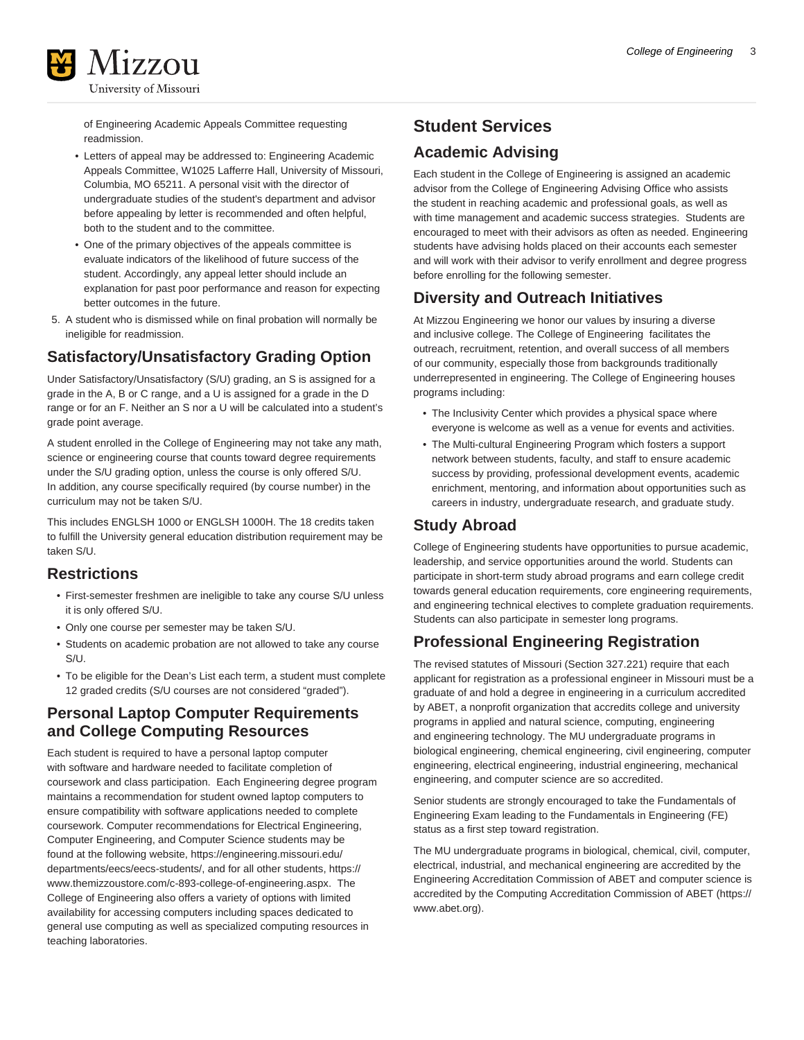of Engineering Academic Appeals Committee requesting readmission.

- Letters of appeal may be addressed to: Engineering Academic Appeals Committee, W1025 Lafferre Hall, University of Missouri, Columbia, MO 65211. A personal visit with the director of undergraduate studies of the student's department and advisor before appealing by letter is recommended and often helpful, both to the student and to the committee.
- One of the primary objectives of the appeals committee is evaluate indicators of the likelihood of future success of the student. Accordingly, any appeal letter should include an explanation for past poor performance and reason for expecting better outcomes in the future.

5. A student who is dismissed while on final probation will normally be ineligible for readmission.

## Satisfactory/Unsatisfactory Grading Option

Under Satisfactory/Unsatisfactory (S/U) grading, an S is assigned for a grade in the A, B or C range, and a U is assigned for a grade in the D range or for an F. Neither an S nor a U will be calculated into a student's grade point average.

A student enrolled in the College of Engineering may not take any math, science or engineering course that counts toward degree requirements under the S/U grading option, unless the course is only offered S/U. In addition, any course specifically required (by course number) in the curriculum may not be taken S/U.

This includes ENGLSH 1000 or ENGLSH 1000H. The 18 credits taken to fulfill the University general education distribution requirement may be taken S/U.

## Restrictions

- First-semester freshmen are ineligible to take any course S/U unless it is only offered S/U.
- Only one course per semester may be taken S/U.
- Students on academic probation are not allowed to take any course S/U.
- To be eligible for the Dean's List each term, a student must complete 12 graded credits (S/U courses are not considered "graded").

## Personal Laptop Computer Requirements and College Computing Resources

Each student is required to have a personal laptop computer with software and hardware needed to facilitate completion of coursework and class participation. Each Engineering degree program maintains a recommendation for student owned laptop computers to ensure compatibility with software applications needed to complete coursework. Computer recommendations for Electrical Engineering, Computer Engineering, and Computer Science students may be found at the following website, https://engineering.missouri.edu/departments/eecs/eecs-students/, and for all other students, https://www.themizzoustore.com/c-893-college-of-engineering.aspx. The College of Engineering also offers a variety of options with limited availability for accessing computers including spaces dedicated to general use computing as well as specialized computing resources in teaching laboratories.

# Student Services

## Academic Advising

Each student in the College of Engineering is assigned an academic advisor from the College of Engineering Advising Office who assists the student in reaching academic and professional goals, as well as with time management and academic success strategies. Students are encouraged to meet with their advisors as often as needed. Engineering students have advising holds placed on their accounts each semester and will work with their advisor to verify enrollment and degree progress before enrolling for the following semester.

## Diversity and Outreach Initiatives

At Mizzou Engineering we honor our values by insuring a diverse and inclusive college. The College of Engineering facilitates the outreach, recruitment, retention, and overall success of all members of our community, especially those from backgrounds traditionally underrepresented in engineering. The College of Engineering houses programs including:

- The Inclusivity Center which provides a physical space where everyone is welcome as well as a venue for events and activities.
- The Multi-cultural Engineering Program which fosters a support network between students, faculty, and staff to ensure academic success by providing, professional development events, academic enrichment, mentoring, and information about opportunities such as careers in industry, undergraduate research, and graduate study.

## Study Abroad

College of Engineering students have opportunities to pursue academic, leadership, and service opportunities around the world. Students can participate in short-term study abroad programs and earn college credit towards general education requirements, core engineering requirements, and engineering technical electives to complete graduation requirements. Students can also participate in semester long programs.

## Professional Engineering Registration

The revised statutes of Missouri (Section 327.221) require that each applicant for registration as a professional engineer in Missouri must be a graduate of and hold a degree in engineering in a curriculum accredited by ABET, a nonprofit organization that accredits college and university programs in applied and natural science, computing, engineering and engineering technology. The MU undergraduate programs in biological engineering, chemical engineering, civil engineering, computer engineering, electrical engineering, industrial engineering, mechanical engineering, and computer science are so accredited.

Senior students are strongly encouraged to take the Fundamentals of Engineering Exam leading to the Fundamentals in Engineering (FE) status as a first step toward registration.

The MU undergraduate programs in biological, chemical, civil, computer, electrical, industrial, and mechanical engineering are accredited by the Engineering Accreditation Commission of ABET and computer science is accredited by the Computing Accreditation Commission of ABET (https://www.abet.org).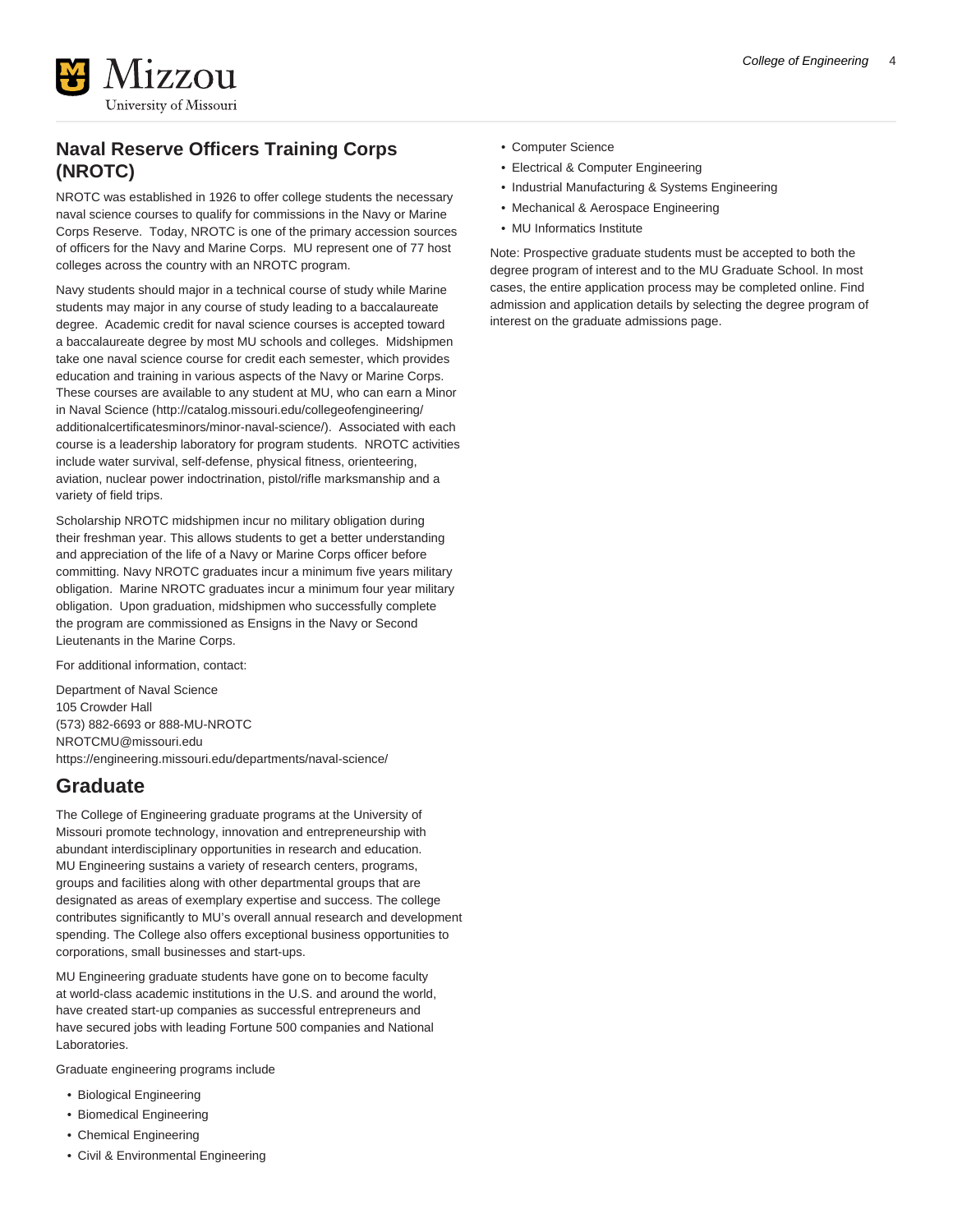## Naval Reserve Officers Training Corps (NROTC)

NROTC was established in 1926 to offer college students the necessary naval science courses to qualify for commissions in the Navy or Marine Corps Reserve. Today, NROTC is one of the primary accession sources of officers for the Navy and Marine Corps. MU represent one of 77 host colleges across the country with an NROTC program.

Navy students should major in a technical course of study while Marine students may major in any course of study leading to a baccalaureate degree. Academic credit for naval science courses is accepted toward a baccalaureate degree by most MU schools and colleges. Midshipmen take one naval science course for credit each semester, which provides education and training in various aspects of the Navy or Marine Corps. These courses are available to any student at MU, who can earn a Minor in Naval Science (http://catalog.missouri.edu/collegeofengineering/additionalcertificatesminors/minor-naval-science/). Associated with each course is a leadership laboratory for program students. NROTC activities include water survival, self-defense, physical fitness, orienteering, aviation, nuclear power indoctrination, pistol/rifle marksmanship and a variety of field trips.

Scholarship NROTC midshipmen incur no military obligation during their freshman year. This allows students to get a better understanding and appreciation of the life of a Navy or Marine Corps officer before committing. Navy NROTC graduates incur a minimum five years military obligation. Marine NROTC graduates incur a minimum four year military obligation. Upon graduation, midshipmen who successfully complete the program are commissioned as Ensigns in the Navy or Second Lieutenants in the Marine Corps.

For additional information, contact:

Department of Naval Science
105 Crowder Hall
(573) 882-6693 or 888-MU-NROTC
NROTCMU@missouri.edu
https://engineering.missouri.edu/departments/naval-science/

# Graduate

The College of Engineering graduate programs at the University of Missouri promote technology, innovation and entrepreneurship with abundant interdisciplinary opportunities in research and education. MU Engineering sustains a variety of research centers, programs, groups and facilities along with other departmental groups that are designated as areas of exemplary expertise and success. The college contributes significantly to MU's overall annual research and development spending. The College also offers exceptional business opportunities to corporations, small businesses and start-ups.

MU Engineering graduate students have gone on to become faculty at world-class academic institutions in the U.S. and around the world, have created start-up companies as successful entrepreneurs and have secured jobs with leading Fortune 500 companies and National Laboratories.

Graduate engineering programs include

- Biological Engineering
- Biomedical Engineering
- Chemical Engineering
- Civil & Environmental Engineering
- Computer Science
- Electrical & Computer Engineering
- Industrial Manufacturing & Systems Engineering
- Mechanical & Aerospace Engineering
- MU Informatics Institute

Note: Prospective graduate students must be accepted to both the degree program of interest and to the MU Graduate School. In most cases, the entire application process may be completed online. Find admission and application details by selecting the degree program of interest on the graduate admissions page.